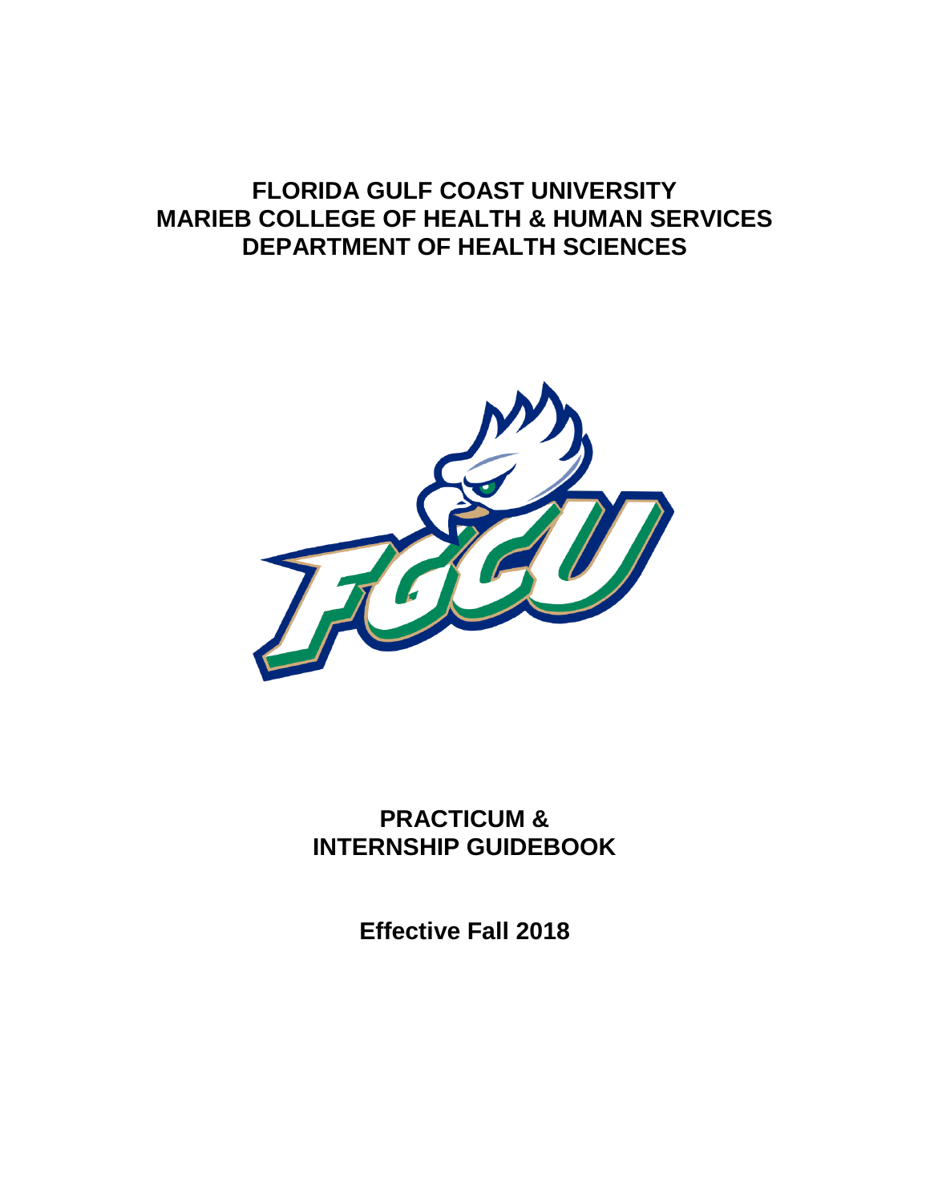# FLORIDA GULF COAST UNIVERSITY
# MARIEB COLLEGE OF HEALTH & HUMAN SERVICES
# DEPARTMENT OF HEALTH SCIENCES

# PRACTICUM & INTERNSHIP GUIDEBOOK

**Effective Fall 2018**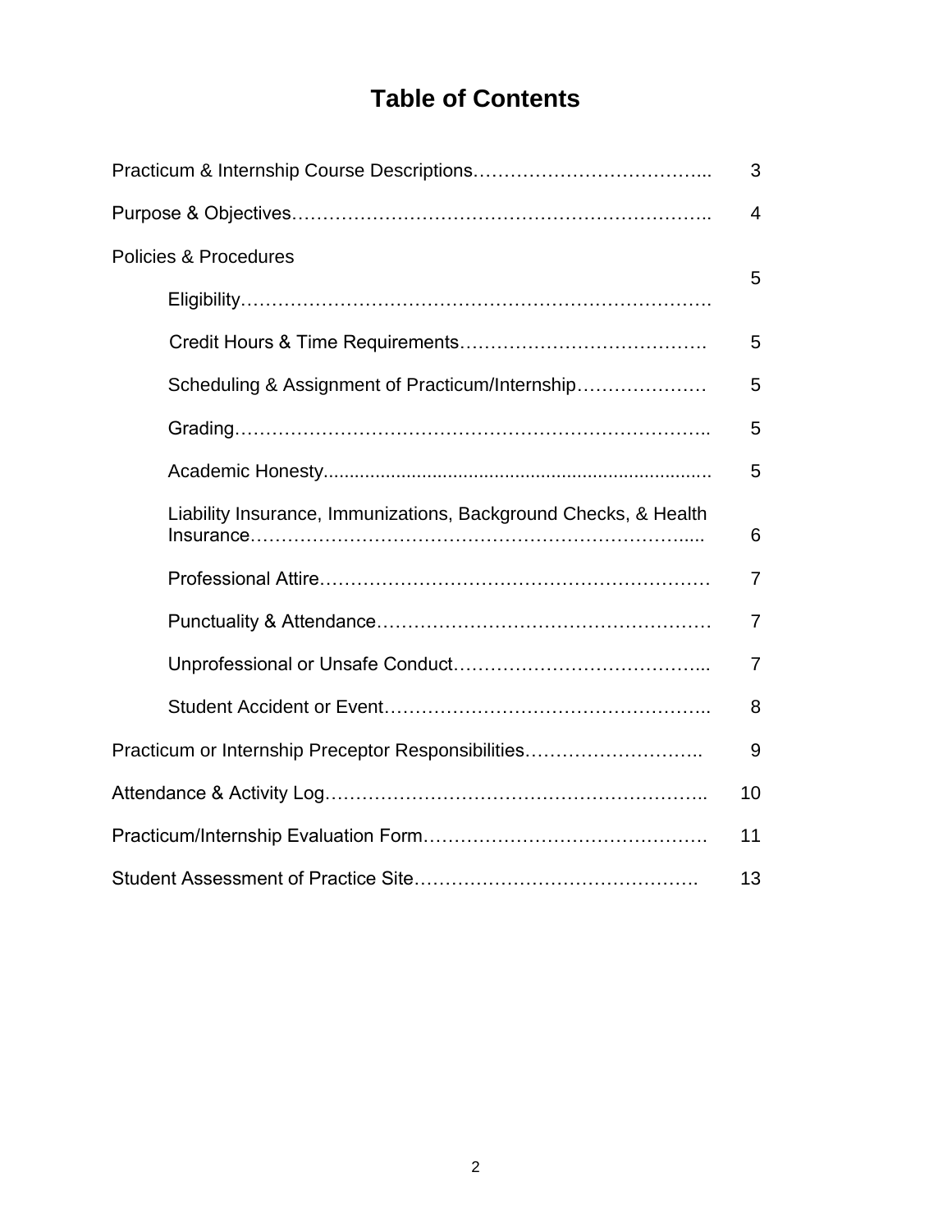# Table of Contents

| | |
|---|---|
| Practicum & Internship Course Descriptions | 3 |
| Purpose & Objectives | 4 |
| Policies & Procedures | |
| Eligibility | 5 |
| Credit Hours & Time Requirements | 5 |
| Scheduling & Assignment of Practicum/Internship | 5 |
| Grading | 5 |
| Academic Honesty | 5 |
| Liability Insurance, Immunizations, Background Checks, & Health Insurance | 6 |
| Professional Attire | 7 |
| Punctuality & Attendance | 7 |
| Unprofessional or Unsafe Conduct | 7 |
| Student Accident or Event | 8 |
| Practicum or Internship Preceptor Responsibilities | 9 |
| Attendance & Activity Log | 10 |
| Practicum/Internship Evaluation Form | 11 |
| Student Assessment of Practice Site | 13 |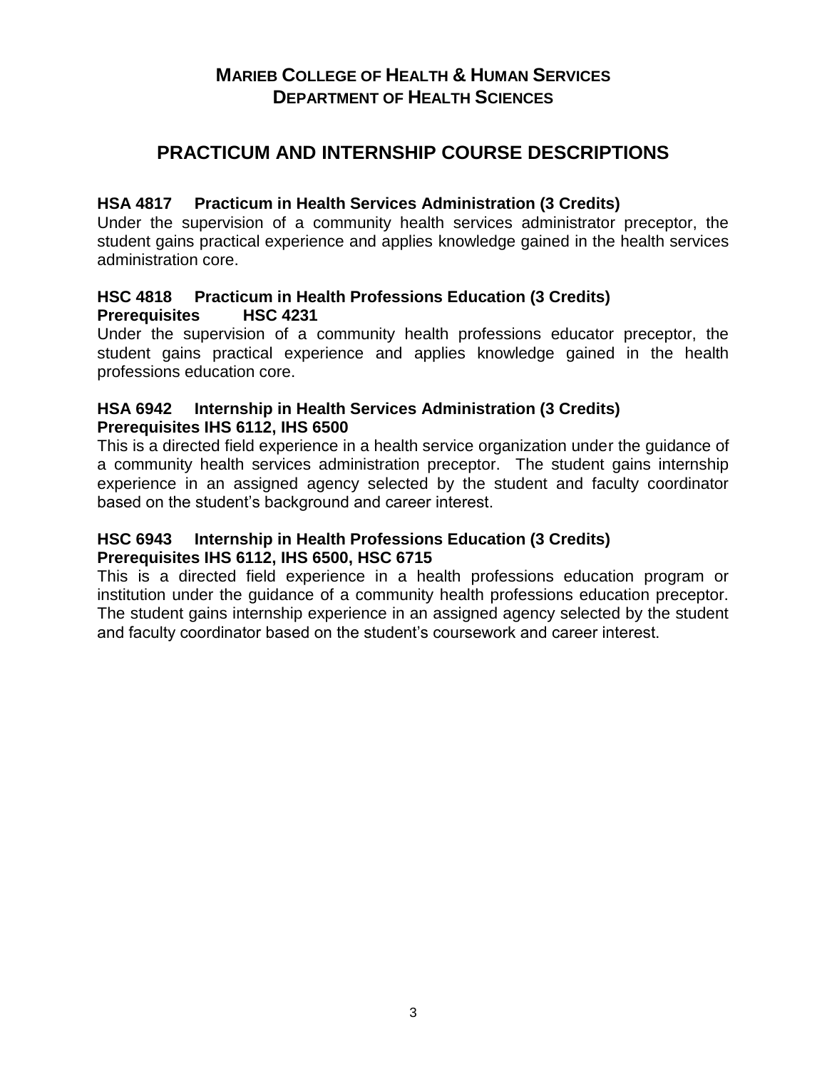**MARIEB COLLEGE OF HEALTH & HUMAN SERVICES**
**DEPARTMENT OF HEALTH SCIENCES**

# PRACTICUM AND INTERNSHIP COURSE DESCRIPTIONS

### HSA 4817 Practicum in Health Services Administration (3 Credits)

Under the supervision of a community health services administrator preceptor, the student gains practical experience and applies knowledge gained in the health services administration core.

### HSC 4818 Practicum in Health Professions Education (3 Credits)

**Prerequisites HSC 4231**

Under the supervision of a community health professions educator preceptor, the student gains practical experience and applies knowledge gained in the health professions education core.

### HSA 6942 Internship in Health Services Administration (3 Credits)

**Prerequisites IHS 6112, IHS 6500**

This is a directed field experience in a health service organization under the guidance of a community health services administration preceptor. The student gains internship experience in an assigned agency selected by the student and faculty coordinator based on the student's background and career interest.

### HSC 6943 Internship in Health Professions Education (3 Credits)

**Prerequisites IHS 6112, IHS 6500, HSC 6715**

This is a directed field experience in a health professions education program or institution under the guidance of a community health professions education preceptor. The student gains internship experience in an assigned agency selected by the student and faculty coordinator based on the student's coursework and career interest.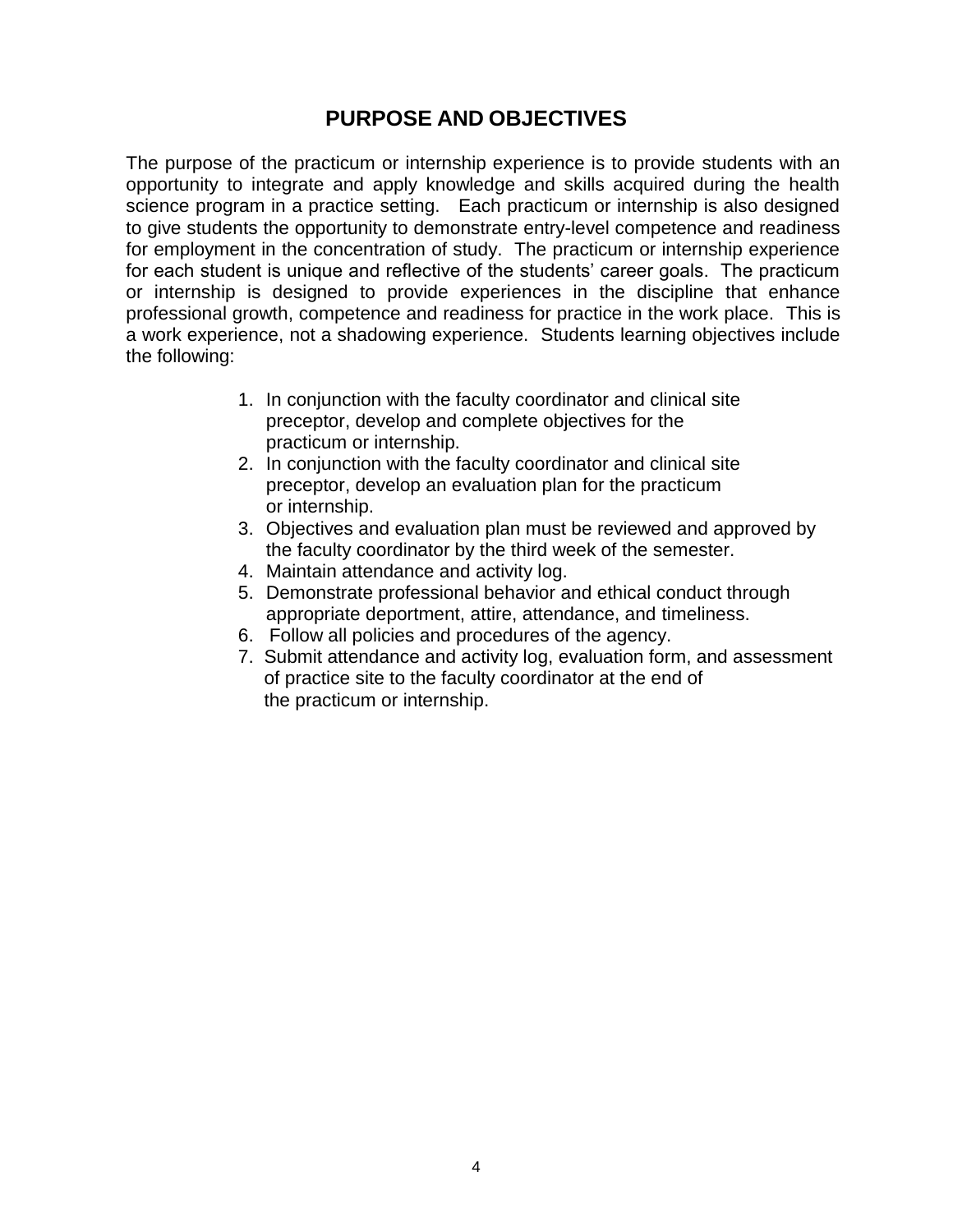# PURPOSE AND OBJECTIVES

The purpose of the practicum or internship experience is to provide students with an opportunity to integrate and apply knowledge and skills acquired during the health science program in a practice setting. Each practicum or internship is also designed to give students the opportunity to demonstrate entry-level competence and readiness for employment in the concentration of study. The practicum or internship experience for each student is unique and reflective of the students' career goals. The practicum or internship is designed to provide experiences in the discipline that enhance professional growth, competence and readiness for practice in the work place. This is a work experience, not a shadowing experience. Students learning objectives include the following:

1. In conjunction with the faculty coordinator and clinical site preceptor, develop and complete objectives for the practicum or internship.
2. In conjunction with the faculty coordinator and clinical site preceptor, develop an evaluation plan for the practicum or internship.
3. Objectives and evaluation plan must be reviewed and approved by the faculty coordinator by the third week of the semester.
4. Maintain attendance and activity log.
5. Demonstrate professional behavior and ethical conduct through appropriate deportment, attire, attendance, and timeliness.
6. Follow all policies and procedures of the agency.
7. Submit attendance and activity log, evaluation form, and assessment of practice site to the faculty coordinator at the end of the practicum or internship.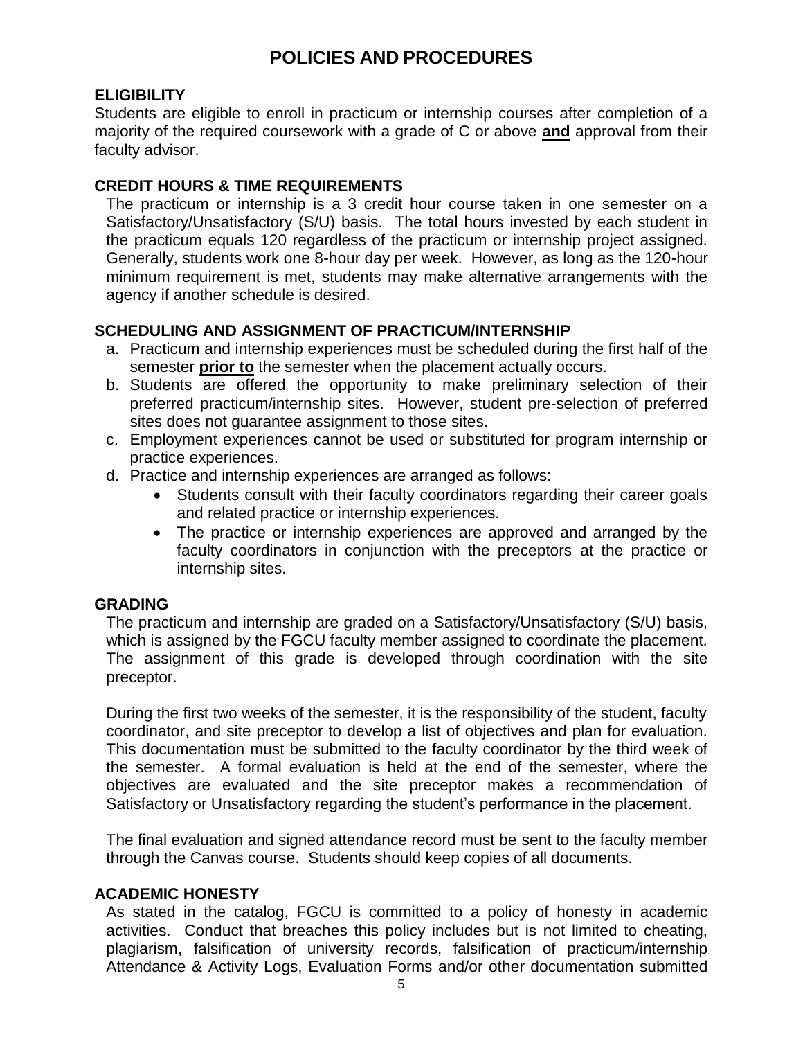# POLICIES AND PROCEDURES

## ELIGIBILITY

Students are eligible to enroll in practicum or internship courses after completion of a majority of the required coursework with a grade of C or above **and** approval from their faculty advisor.

## CREDIT HOURS & TIME REQUIREMENTS

The practicum or internship is a 3 credit hour course taken in one semester on a Satisfactory/Unsatisfactory (S/U) basis. The total hours invested by each student in the practicum equals 120 regardless of the practicum or internship project assigned. Generally, students work one 8-hour day per week. However, as long as the 120-hour minimum requirement is met, students may make alternative arrangements with the agency if another schedule is desired.

## SCHEDULING AND ASSIGNMENT OF PRACTICUM/INTERNSHIP

a. Practicum and internship experiences must be scheduled during the first half of the semester **prior to** the semester when the placement actually occurs.
b. Students are offered the opportunity to make preliminary selection of their preferred practicum/internship sites. However, student pre-selection of preferred sites does not guarantee assignment to those sites.
c. Employment experiences cannot be used or substituted for program internship or practice experiences.
d. Practice and internship experiences are arranged as follows:
    - Students consult with their faculty coordinators regarding their career goals and related practice or internship experiences.
    - The practice or internship experiences are approved and arranged by the faculty coordinators in conjunction with the preceptors at the practice or internship sites.

## GRADING

The practicum and internship are graded on a Satisfactory/Unsatisfactory (S/U) basis, which is assigned by the FGCU faculty member assigned to coordinate the placement. The assignment of this grade is developed through coordination with the site preceptor.

During the first two weeks of the semester, it is the responsibility of the student, faculty coordinator, and site preceptor to develop a list of objectives and plan for evaluation. This documentation must be submitted to the faculty coordinator by the third week of the semester. A formal evaluation is held at the end of the semester, where the objectives are evaluated and the site preceptor makes a recommendation of Satisfactory or Unsatisfactory regarding the student's performance in the placement.

The final evaluation and signed attendance record must be sent to the faculty member through the Canvas course. Students should keep copies of all documents.

## ACADEMIC HONESTY

As stated in the catalog, FGCU is committed to a policy of honesty in academic activities. Conduct that breaches this policy includes but is not limited to cheating, plagiarism, falsification of university records, falsification of practicum/internship Attendance & Activity Logs, Evaluation Forms and/or other documentation submitted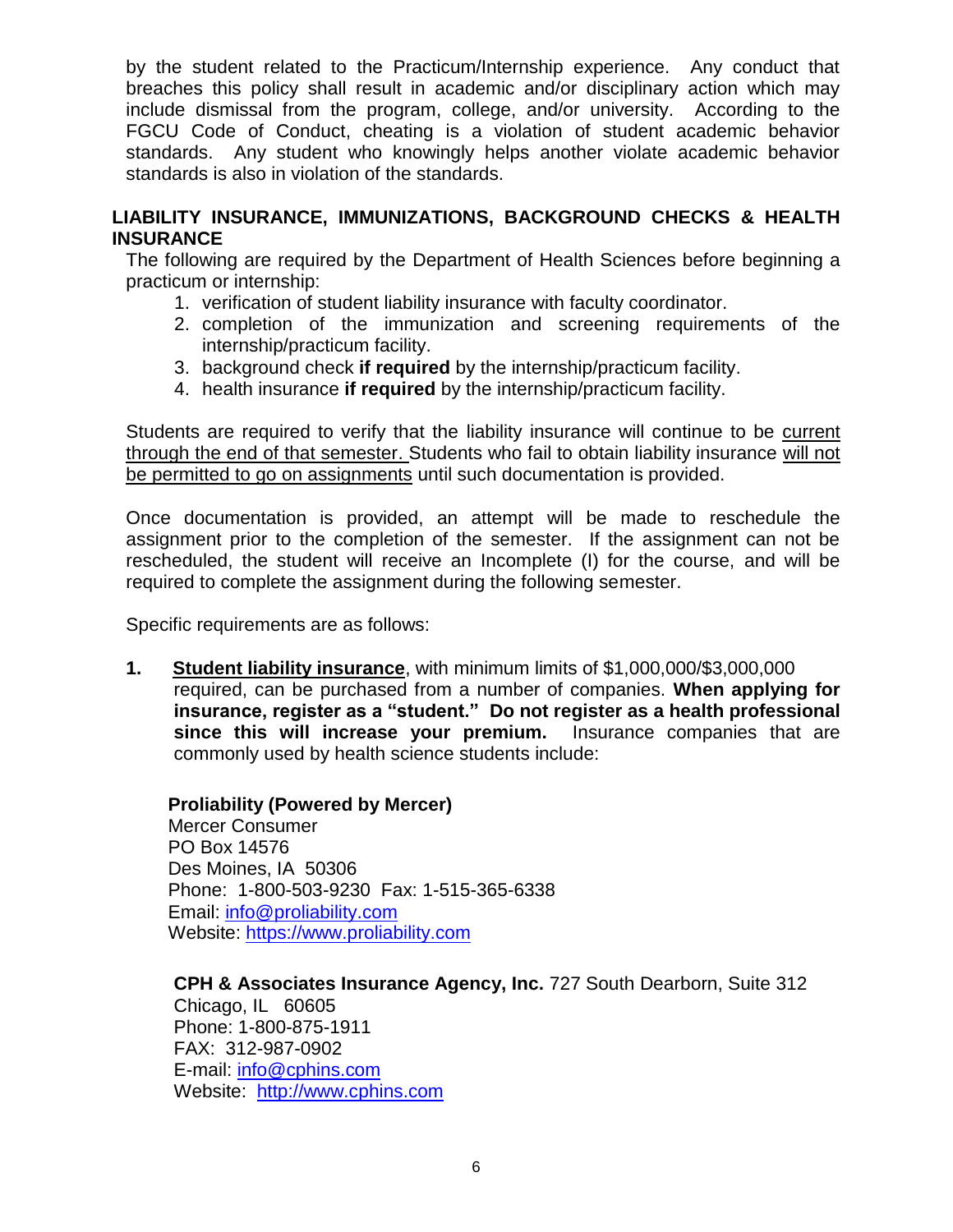by the student related to the Practicum/Internship experience. Any conduct that breaches this policy shall result in academic and/or disciplinary action which may include dismissal from the program, college, and/or university. According to the FGCU Code of Conduct, cheating is a violation of student academic behavior standards. Any student who knowingly helps another violate academic behavior standards is also in violation of the standards.

## LIABILITY INSURANCE, IMMUNIZATIONS, BACKGROUND CHECKS & HEALTH INSURANCE

The following are required by the Department of Health Sciences before beginning a practicum or internship:

1. verification of student liability insurance with faculty coordinator.
2. completion of the immunization and screening requirements of the internship/practicum facility.
3. background check **if required** by the internship/practicum facility.
4. health insurance **if required** by the internship/practicum facility.

Students are required to verify that the liability insurance will continue to be <u>current through the end of that semester.</u> Students who fail to obtain liability insurance <u>will not be permitted to go on assignments</u> until such documentation is provided.

Once documentation is provided, an attempt will be made to reschedule the assignment prior to the completion of the semester. If the assignment can not be rescheduled, the student will receive an Incomplete (I) for the course, and will be required to complete the assignment during the following semester.

Specific requirements are as follows:

1. **<u>Student liability insurance</u>**, with minimum limits of $1,000,000/$3,000,000 required, can be purchased from a number of companies. **When applying for insurance, register as a "student." Do not register as a health professional since this will increase your premium.** Insurance companies that are commonly used by health science students include:

   **Proliability (Powered by Mercer)**
   Mercer Consumer
   PO Box 14576
   Des Moines, IA 50306
   Phone: 1-800-503-9230 Fax: 1-515-365-6338
   Email: info@proliability.com
   Website: https://www.proliability.com

   **CPH & Associates Insurance Agency, Inc.** 727 South Dearborn, Suite 312
   Chicago, IL 60605
   Phone: 1-800-875-1911
   FAX: 312-987-0902
   E-mail: info@cphins.com
   Website: http://www.cphins.com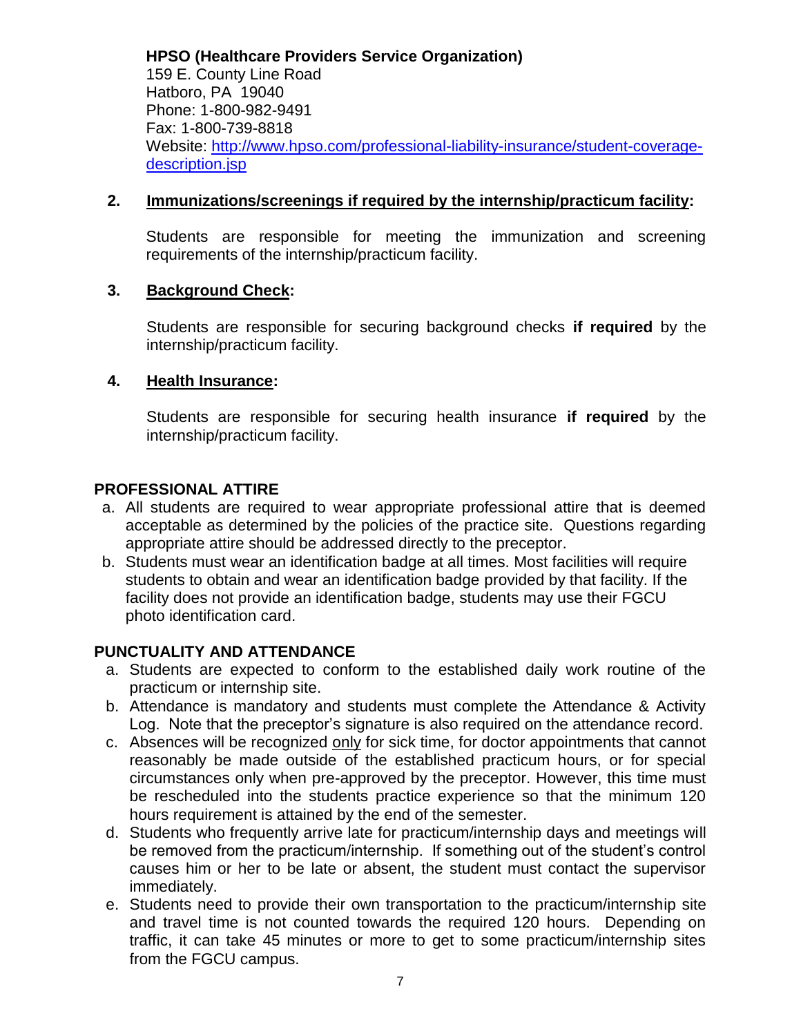**HPSO (Healthcare Providers Service Organization)**
159 E. County Line Road
Hatboro, PA 19040
Phone: 1-800-982-9491
Fax: 1-800-739-8818
Website: [http://www.hpso.com/professional-liability-insurance/student-coverage-description.jsp](http://www.hpso.com/professional-liability-insurance/student-coverage-description.jsp)

2. **Immunizations/screenings if required by the internship/practicum facility:**

   Students are responsible for meeting the immunization and screening requirements of the internship/practicum facility.

3. **Background Check:**

   Students are responsible for securing background checks **if required** by the internship/practicum facility.

4. **Health Insurance:**

   Students are responsible for securing health insurance **if required** by the internship/practicum facility.

## PROFESSIONAL ATTIRE

a. All students are required to wear appropriate professional attire that is deemed acceptable as determined by the policies of the practice site. Questions regarding appropriate attire should be addressed directly to the preceptor.
b. Students must wear an identification badge at all times. Most facilities will require students to obtain and wear an identification badge provided by that facility. If the facility does not provide an identification badge, students may use their FGCU photo identification card.

## PUNCTUALITY AND ATTENDANCE

a. Students are expected to conform to the established daily work routine of the practicum or internship site.
b. Attendance is mandatory and students must complete the Attendance & Activity Log. Note that the preceptor's signature is also required on the attendance record.
c. Absences will be recognized only for sick time, for doctor appointments that cannot reasonably be made outside of the established practicum hours, or for special circumstances only when pre-approved by the preceptor. However, this time must be rescheduled into the students practice experience so that the minimum 120 hours requirement is attained by the end of the semester.
d. Students who frequently arrive late for practicum/internship days and meetings will be removed from the practicum/internship. If something out of the student's control causes him or her to be late or absent, the student must contact the supervisor immediately.
e. Students need to provide their own transportation to the practicum/internship site and travel time is not counted towards the required 120 hours. Depending on traffic, it can take 45 minutes or more to get to some practicum/internship sites from the FGCU campus.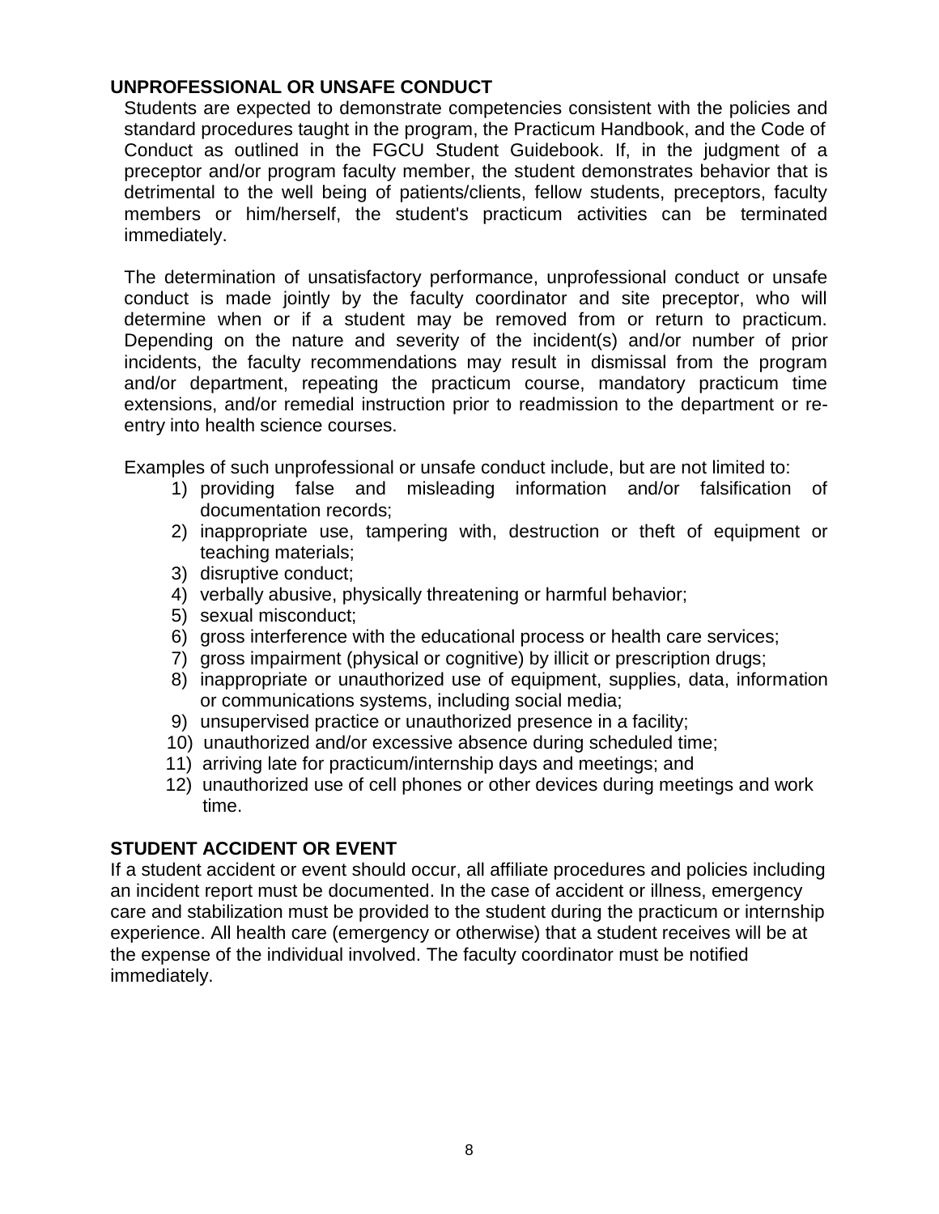## UNPROFESSIONAL OR UNSAFE CONDUCT

Students are expected to demonstrate competencies consistent with the policies and standard procedures taught in the program, the Practicum Handbook, and the Code of Conduct as outlined in the FGCU Student Guidebook. If, in the judgment of a preceptor and/or program faculty member, the student demonstrates behavior that is detrimental to the well being of patients/clients, fellow students, preceptors, faculty members or him/herself, the student's practicum activities can be terminated immediately.

The determination of unsatisfactory performance, unprofessional conduct or unsafe conduct is made jointly by the faculty coordinator and site preceptor, who will determine when or if a student may be removed from or return to practicum. Depending on the nature and severity of the incident(s) and/or number of prior incidents, the faculty recommendations may result in dismissal from the program and/or department, repeating the practicum course, mandatory practicum time extensions, and/or remedial instruction prior to readmission to the department or re-entry into health science courses.

Examples of such unprofessional or unsafe conduct include, but are not limited to:

1) providing false and misleading information and/or falsification of documentation records;
2) inappropriate use, tampering with, destruction or theft of equipment or teaching materials;
3) disruptive conduct;
4) verbally abusive, physically threatening or harmful behavior;
5) sexual misconduct;
6) gross interference with the educational process or health care services;
7) gross impairment (physical or cognitive) by illicit or prescription drugs;
8) inappropriate or unauthorized use of equipment, supplies, data, information or communications systems, including social media;
9) unsupervised practice or unauthorized presence in a facility;
10) unauthorized and/or excessive absence during scheduled time;
11) arriving late for practicum/internship days and meetings; and
12) unauthorized use of cell phones or other devices during meetings and work time.

## STUDENT ACCIDENT OR EVENT

If a student accident or event should occur, all affiliate procedures and policies including an incident report must be documented. In the case of accident or illness, emergency care and stabilization must be provided to the student during the practicum or internship experience. All health care (emergency or otherwise) that a student receives will be at the expense of the individual involved. The faculty coordinator must be notified immediately.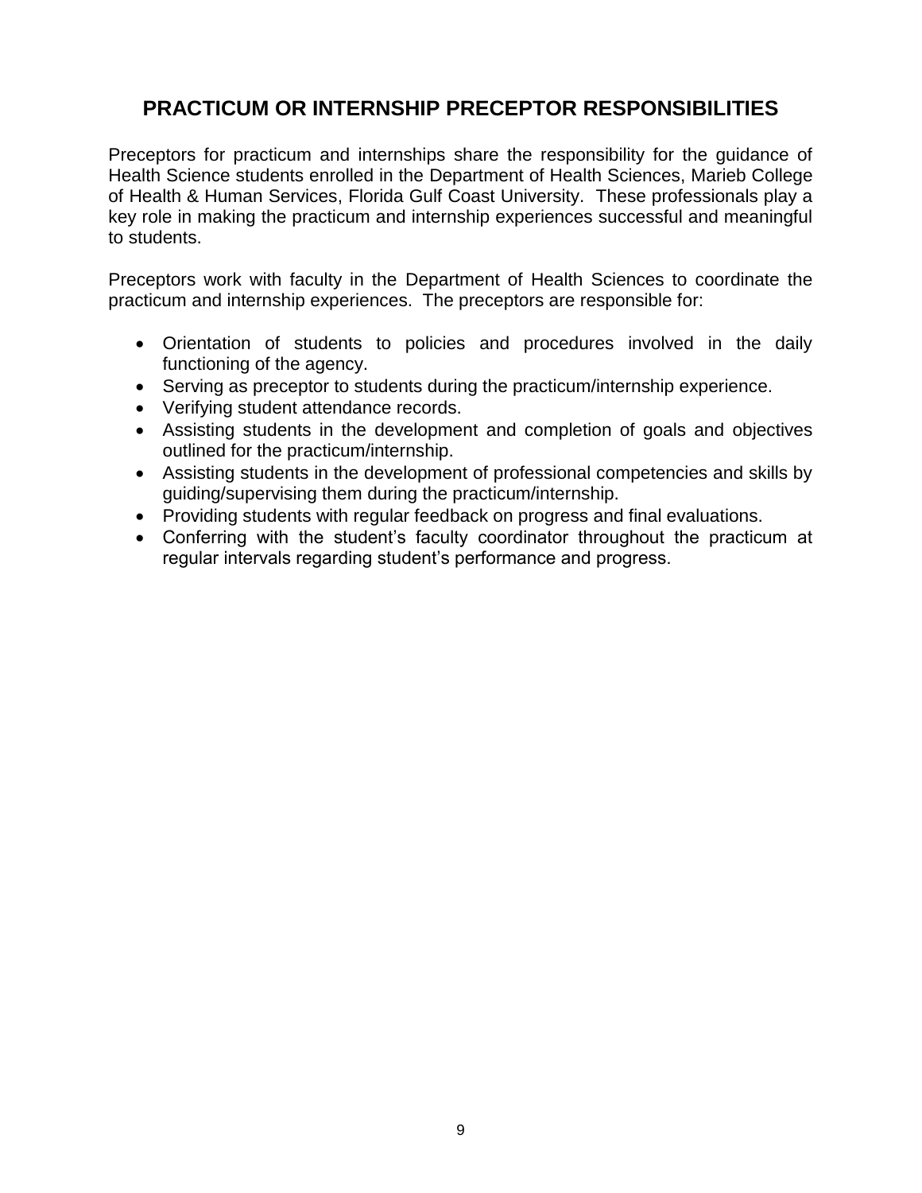# PRACTICUM OR INTERNSHIP PRECEPTOR RESPONSIBILITIES

Preceptors for practicum and internships share the responsibility for the guidance of Health Science students enrolled in the Department of Health Sciences, Marieb College of Health & Human Services, Florida Gulf Coast University. These professionals play a key role in making the practicum and internship experiences successful and meaningful to students.

Preceptors work with faculty in the Department of Health Sciences to coordinate the practicum and internship experiences. The preceptors are responsible for:

- Orientation of students to policies and procedures involved in the daily functioning of the agency.
- Serving as preceptor to students during the practicum/internship experience.
- Verifying student attendance records.
- Assisting students in the development and completion of goals and objectives outlined for the practicum/internship.
- Assisting students in the development of professional competencies and skills by guiding/supervising them during the practicum/internship.
- Providing students with regular feedback on progress and final evaluations.
- Conferring with the student's faculty coordinator throughout the practicum at regular intervals regarding student's performance and progress.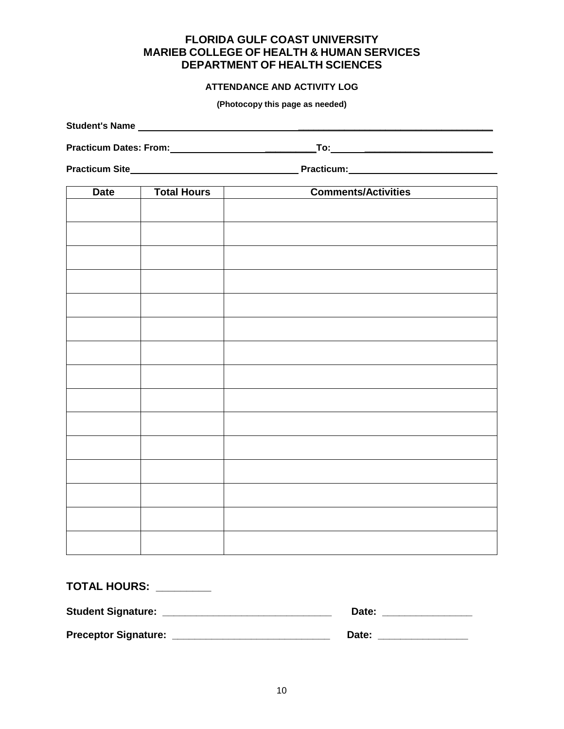# FLORIDA GULF COAST UNIVERSITY
# MARIEB COLLEGE OF HEALTH & HUMAN SERVICES
# DEPARTMENT OF HEALTH SCIENCES

### ATTENDANCE AND ACTIVITY LOG

**(Photocopy this page as needed)**

**Student's Name** ____________________________________________

**Practicum Dates: From:** ____________________ **To:** ____________________

**Practicum Site** ______________________________ **Practicum:** ______________________________

| Date | Total Hours | Comments/Activities |
|---|---|---|
| | | |
| | | |
| | | |
| | | |
| | | |
| | | |
| | | |
| | | |
| | | |
| | | |
| | | |
| | | |
| | | |
| | | |
| | | |

**TOTAL HOURS:** _________

**Student Signature:** _____________________________ **Date:** _______________

**Preceptor Signature:** ___________________________ **Date:** _______________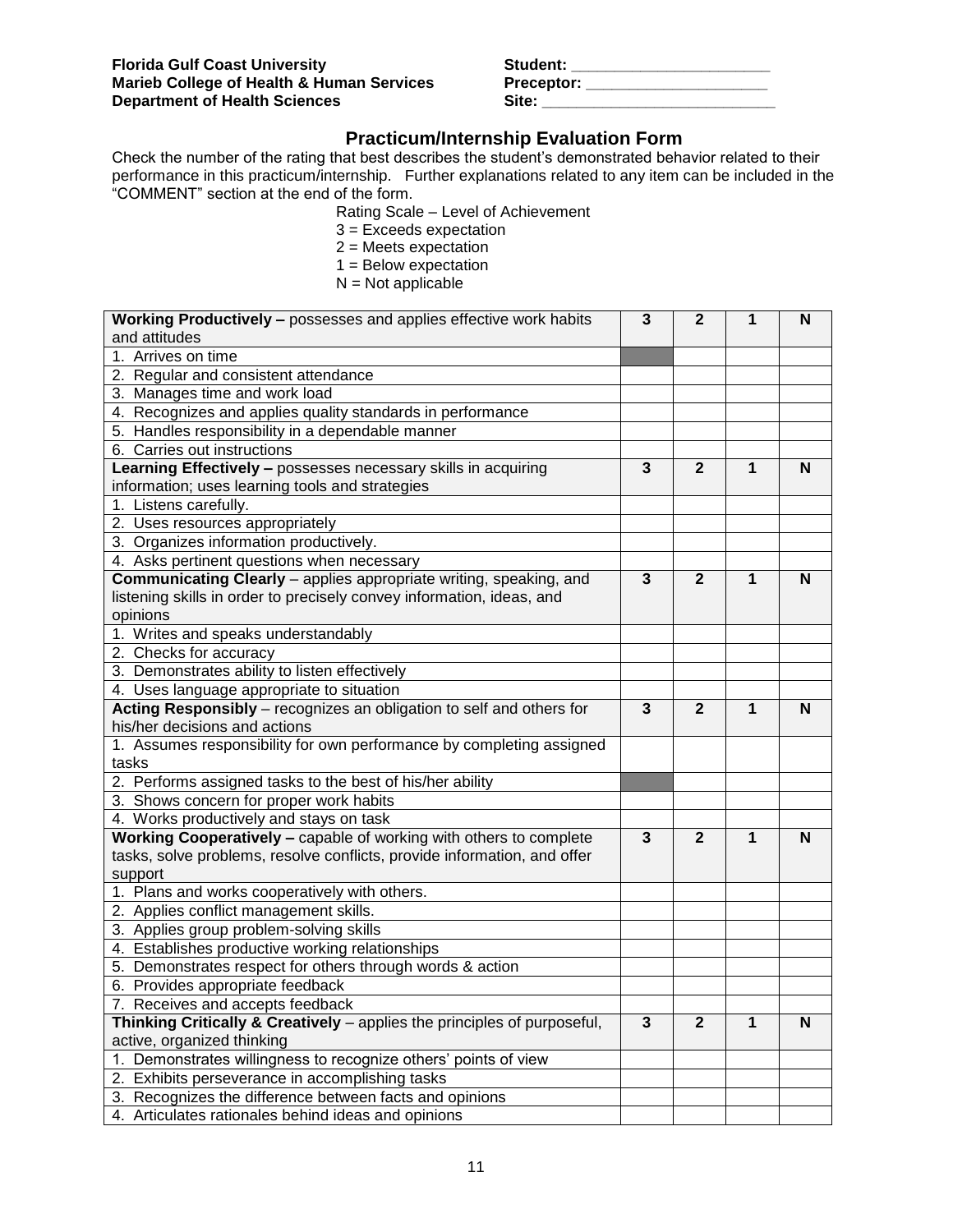**Florida Gulf Coast University**
**Marieb College of Health & Human Services**
**Department of Health Sciences**

**Student:** _______________________
**Preceptor:** _____________________
**Site:** ___________________________

## Practicum/Internship Evaluation Form

Check the number of the rating that best describes the student's demonstrated behavior related to their performance in this practicum/internship. Further explanations related to any item can be included in the "COMMENT" section at the end of the form.

Rating Scale – Level of Achievement
3 = Exceeds expectation
2 = Meets expectation
1 = Below expectation
N = Not applicable

| **Working Productively –** possesses and applies effective work habits and attitudes | **3** | **2** | **1** | **N** |
|---|---|---|---|---|
| 1. Arrives on time | | | | |
| 2. Regular and consistent attendance | | | | |
| 3. Manages time and work load | | | | |
| 4. Recognizes and applies quality standards in performance | | | | |
| 5. Handles responsibility in a dependable manner | | | | |
| 6. Carries out instructions | | | | |
| **Learning Effectively –** possesses necessary skills in acquiring information; uses learning tools and strategies | **3** | **2** | **1** | **N** |
| 1. Listens carefully. | | | | |
| 2. Uses resources appropriately | | | | |
| 3. Organizes information productively. | | | | |
| 4. Asks pertinent questions when necessary | | | | |
| **Communicating Clearly** – applies appropriate writing, speaking, and listening skills in order to precisely convey information, ideas, and opinions | **3** | **2** | **1** | **N** |
| 1. Writes and speaks understandably | | | | |
| 2. Checks for accuracy | | | | |
| 3. Demonstrates ability to listen effectively | | | | |
| 4. Uses language appropriate to situation | | | | |
| **Acting Responsibly** – recognizes an obligation to self and others for his/her decisions and actions | **3** | **2** | **1** | **N** |
| 1. Assumes responsibility for own performance by completing assigned tasks | | | | |
| 2. Performs assigned tasks to the best of his/her ability | | | | |
| 3. Shows concern for proper work habits | | | | |
| 4. Works productively and stays on task | | | | |
| **Working Cooperatively –** capable of working with others to complete tasks, solve problems, resolve conflicts, provide information, and offer support | **3** | **2** | **1** | **N** |
| 1. Plans and works cooperatively with others. | | | | |
| 2. Applies conflict management skills. | | | | |
| 3. Applies group problem-solving skills | | | | |
| 4. Establishes productive working relationships | | | | |
| 5. Demonstrates respect for others through words & action | | | | |
| 6. Provides appropriate feedback | | | | |
| 7. Receives and accepts feedback | | | | |
| **Thinking Critically & Creatively** – applies the principles of purposeful, active, organized thinking | **3** | **2** | **1** | **N** |
| 1. Demonstrates willingness to recognize others' points of view | | | | |
| 2. Exhibits perseverance in accomplishing tasks | | | | |
| 3. Recognizes the difference between facts and opinions | | | | |
| 4. Articulates rationales behind ideas and opinions | | | | |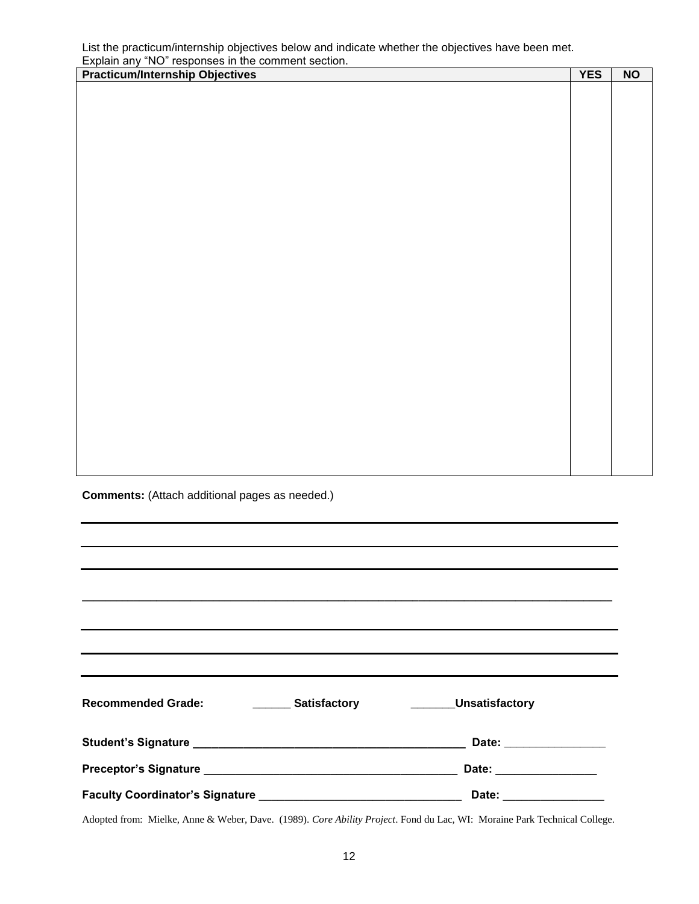List the practicum/internship objectives below and indicate whether the objectives have been met. Explain any "NO" responses in the comment section.

| Practicum/Internship Objectives | YES | NO |
| --- | --- | --- |
| | | |

**Comments:** (Attach additional pages as needed.)

_______________________________________________________________________________

_______________________________________________________________________________

_______________________________________________________________________________

_______________________________________________________________________________

_______________________________________________________________________________

_______________________________________________________________________________

_______________________________________________________________________________

**Recommended Grade:** ______ **Satisfactory** _______**Unsatisfactory**

**Student's Signature** ________________________________________ **Date:** ________________

**Preceptor's Signature** ______________________________________ **Date:** ________________

**Faculty Coordinator's Signature** ______________________________ **Date:** ________________

Adopted from: Mielke, Anne & Weber, Dave. (1989). *Core Ability Project*. Fond du Lac, WI: Moraine Park Technical College.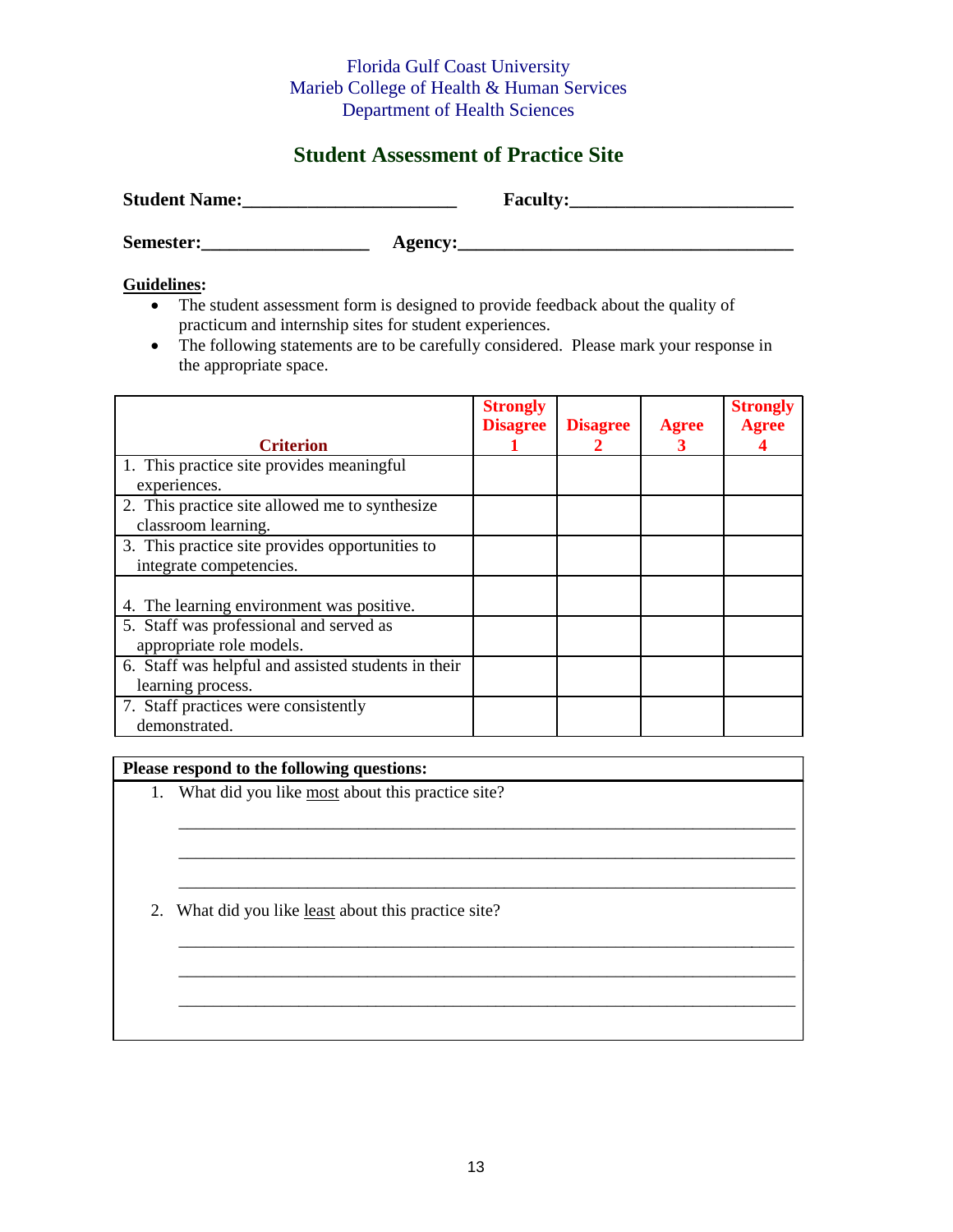Florida Gulf Coast University
Marieb College of Health & Human Services
Department of Health Sciences

## Student Assessment of Practice Site

**Student Name:_______________________** **Faculty:_______________________**

**Semester:_________________** **Agency:__________________________________**

**Guidelines:**

- The student assessment form is designed to provide feedback about the quality of practicum and internship sites for student experiences.
- The following statements are to be carefully considered. Please mark your response in the appropriate space.

| Criterion | Strongly Disagree 1 | Disagree 2 | Agree 3 | Strongly Agree 4 |
|---|---|---|---|---|
| 1. This practice site provides meaningful experiences. | | | | |
| 2. This practice site allowed me to synthesize classroom learning. | | | | |
| 3. This practice site provides opportunities to integrate competencies. | | | | |
| 4. The learning environment was positive. | | | | |
| 5. Staff was professional and served as appropriate role models. | | | | |
| 6. Staff was helpful and assisted students in their learning process. | | | | |
| 7. Staff practices were consistently demonstrated. | | | | |

**Please respond to the following questions:**

1. What did you like most about this practice site?

_______________________________________________________________________

_______________________________________________________________________

_______________________________________________________________________

2. What did you like least about this practice site?

_______________________________________________________________________

_______________________________________________________________________

_______________________________________________________________________